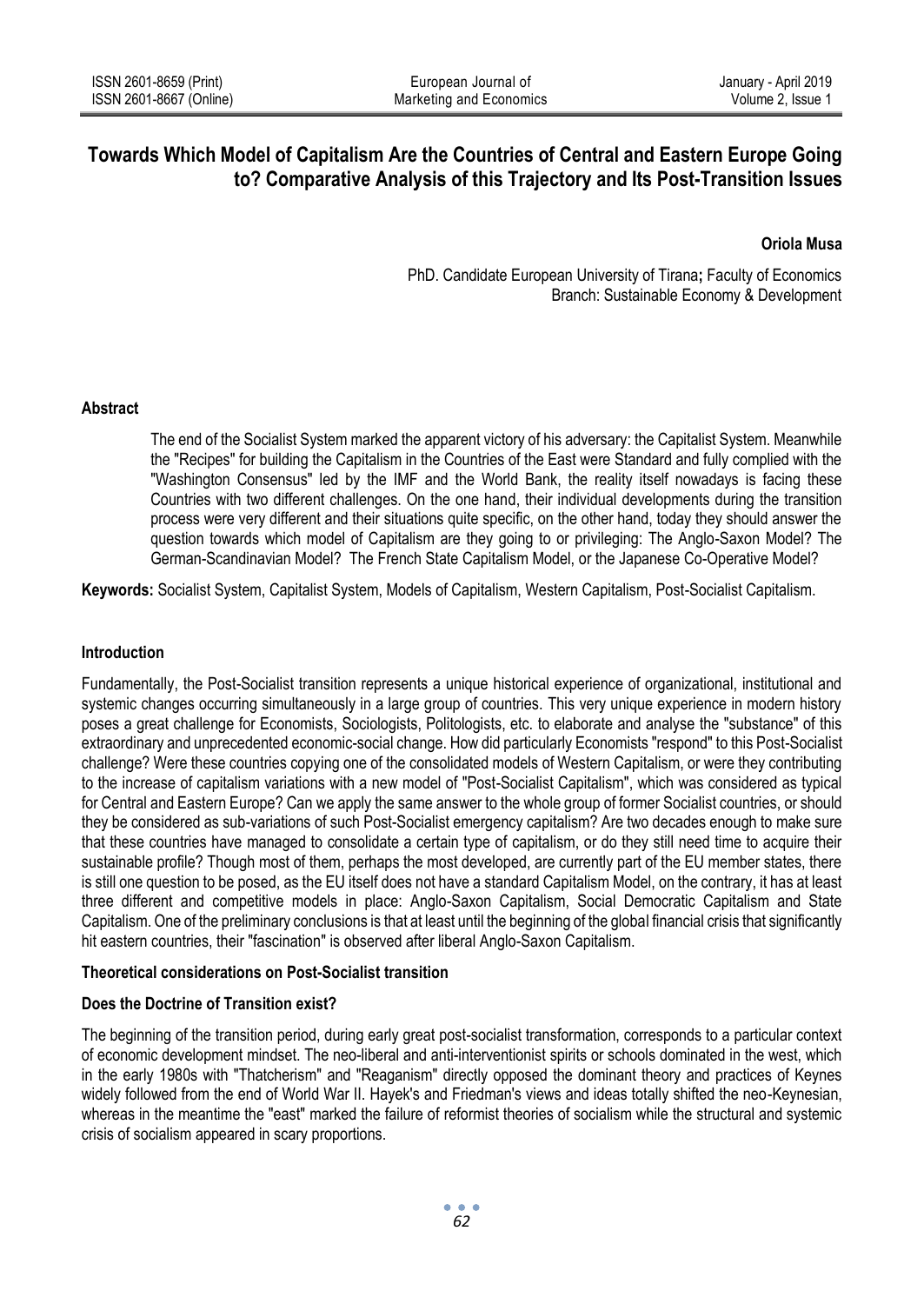# Towards Which Model of Capitalism Are the Countries of Central and Eastern Europe Going to? Comparative Analysis of this Trajectory and Its Post-Transition Issues

**Oriola Musa**

PhD. Candidate European University of Tirana**;** Faculty of Economics
Branch: Sustainable Economy & Development

## Abstract

The end of the Socialist System marked the apparent victory of his adversary: the Capitalist System. Meanwhile the "Recipes" for building the Capitalism in the Countries of the East were Standard and fully complied with the "Washington Consensus" led by the IMF and the World Bank, the reality itself nowadays is facing these Countries with two different challenges. On the one hand, their individual developments during the transition process were very different and their situations quite specific, on the other hand, today they should answer the question towards which model of Capitalism are they going to or privileging: The Anglo-Saxon Model? The German-Scandinavian Model? The French State Capitalism Model, or the Japanese Co-Operative Model?

**Keywords:** Socialist System, Capitalist System, Models of Capitalism, Western Capitalism, Post-Socialist Capitalism.

## Introduction

Fundamentally, the Post-Socialist transition represents a unique historical experience of organizational, institutional and systemic changes occurring simultaneously in a large group of countries. This very unique experience in modern history poses a great challenge for Economists, Sociologists, Politologists, etc. to elaborate and analyse the "substance" of this extraordinary and unprecedented economic-social change. How did particularly Economists "respond" to this Post-Socialist challenge? Were these countries copying one of the consolidated models of Western Capitalism, or were they contributing to the increase of capitalism variations with a new model of "Post-Socialist Capitalism", which was considered as typical for Central and Eastern Europe? Can we apply the same answer to the whole group of former Socialist countries, or should they be considered as sub-variations of such Post-Socialist emergency capitalism? Are two decades enough to make sure that these countries have managed to consolidate a certain type of capitalism, or do they still need time to acquire their sustainable profile? Though most of them, perhaps the most developed, are currently part of the EU member states, there is still one question to be posed, as the EU itself does not have a standard Capitalism Model, on the contrary, it has at least three different and competitive models in place: Anglo-Saxon Capitalism, Social Democratic Capitalism and State Capitalism. One of the preliminary conclusions is that at least until the beginning of the global financial crisis that significantly hit eastern countries, their "fascination" is observed after liberal Anglo-Saxon Capitalism.

## Theoretical considerations on Post-Socialist transition

### Does the Doctrine of Transition exist?

The beginning of the transition period, during early great post-socialist transformation, corresponds to a particular context of economic development mindset. The neo-liberal and anti-interventionist spirits or schools dominated in the west, which in the early 1980s with "Thatcherism" and "Reaganism" directly opposed the dominant theory and practices of Keynes widely followed from the end of World War II. Hayek's and Friedman's views and ideas totally shifted the neo-Keynesian, whereas in the meantime the "east" marked the failure of reformist theories of socialism while the structural and systemic crisis of socialism appeared in scary proportions.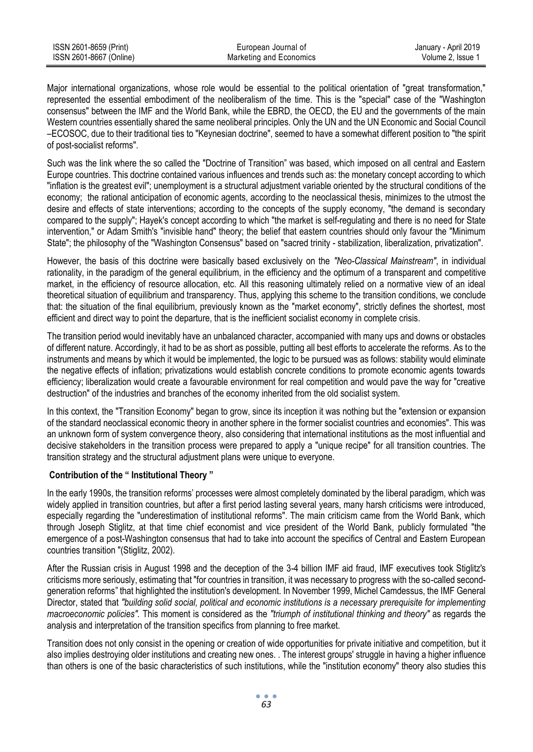Major international organizations, whose role would be essential to the political orientation of "great transformation," represented the essential embodiment of the neoliberalism of the time. This is the "special" case of the "Washington consensus" between the IMF and the World Bank, while the EBRD, the OECD, the EU and the governments of the main Western countries essentially shared the same neoliberal principles. Only the UN and the UN Economic and Social Council –ECOSOC, due to their traditional ties to "Keynesian doctrine", seemed to have a somewhat different position to "the spirit of post-socialist reforms".

Such was the link where the so called the "Doctrine of Transition" was based, which imposed on all central and Eastern Europe countries. This doctrine contained various influences and trends such as: the monetary concept according to which "inflation is the greatest evil"; unemployment is a structural adjustment variable oriented by the structural conditions of the economy; the rational anticipation of economic agents, according to the neoclassical thesis, minimizes to the utmost the desire and effects of state interventions; according to the concepts of the supply economy, "the demand is secondary compared to the supply"; Hayek's concept according to which "the market is self-regulating and there is no need for State intervention," or Adam Smith's "invisible hand" theory; the belief that eastern countries should only favour the "Minimum State"; the philosophy of the "Washington Consensus" based on "sacred trinity - stabilization, liberalization, privatization".

However, the basis of this doctrine were basically based exclusively on the *"Neo-Classical Mainstream"*, in individual rationality, in the paradigm of the general equilibrium, in the efficiency and the optimum of a transparent and competitive market, in the efficiency of resource allocation, etc. All this reasoning ultimately relied on a normative view of an ideal theoretical situation of equilibrium and transparency. Thus, applying this scheme to the transition conditions, we conclude that: the situation of the final equilibrium, previously known as the "market economy", strictly defines the shortest, most efficient and direct way to point the departure, that is the inefficient socialist economy in complete crisis.

The transition period would inevitably have an unbalanced character, accompanied with many ups and downs or obstacles of different nature. Accordingly, it had to be as short as possible, putting all best efforts to accelerate the reforms. As to the instruments and means by which it would be implemented, the logic to be pursued was as follows: stability would eliminate the negative effects of inflation; privatizations would establish concrete conditions to promote economic agents towards efficiency; liberalization would create a favourable environment for real competition and would pave the way for "creative destruction" of the industries and branches of the economy inherited from the old socialist system.

In this context, the "Transition Economy" began to grow, since its inception it was nothing but the "extension or expansion of the standard neoclassical economic theory in another sphere in the former socialist countries and economies". This was an unknown form of system convergence theory, also considering that international institutions as the most influential and decisive stakeholders in the transition process were prepared to apply a "unique recipe" for all transition countries. The transition strategy and the structural adjustment plans were unique to everyone.

**Contribution of the " Institutional Theory "**

In the early 1990s, the transition reforms' processes were almost completely dominated by the liberal paradigm, which was widely applied in transition countries, but after a first period lasting several years, many harsh criticisms were introduced, especially regarding the "underestimation of institutional reforms". The main criticism came from the World Bank, which through Joseph Stiglitz, at that time chief economist and vice president of the World Bank, publicly formulated "the emergence of a post-Washington consensus that had to take into account the specifics of Central and Eastern European countries transition "(Stiglitz, 2002).

After the Russian crisis in August 1998 and the deception of the 3-4 billion IMF aid fraud, IMF executives took Stiglitz's criticisms more seriously, estimating that "for countries in transition, it was necessary to progress with the so-called second-generation reforms" that highlighted the institution's development. In November 1999, Michel Camdessus, the IMF General Director, stated that *"building solid social, political and economic institutions is a necessary prerequisite for implementing macroeconomic policies"*. This moment is considered as the *"triumph of institutional thinking and theory"* as regards the analysis and interpretation of the transition specifics from planning to free market.

Transition does not only consist in the opening or creation of wide opportunities for private initiative and competition, but it also implies destroying older institutions and creating new ones. . The interest groups' struggle in having a higher influence than others is one of the basic characteristics of such institutions, while the "institution economy" theory also studies this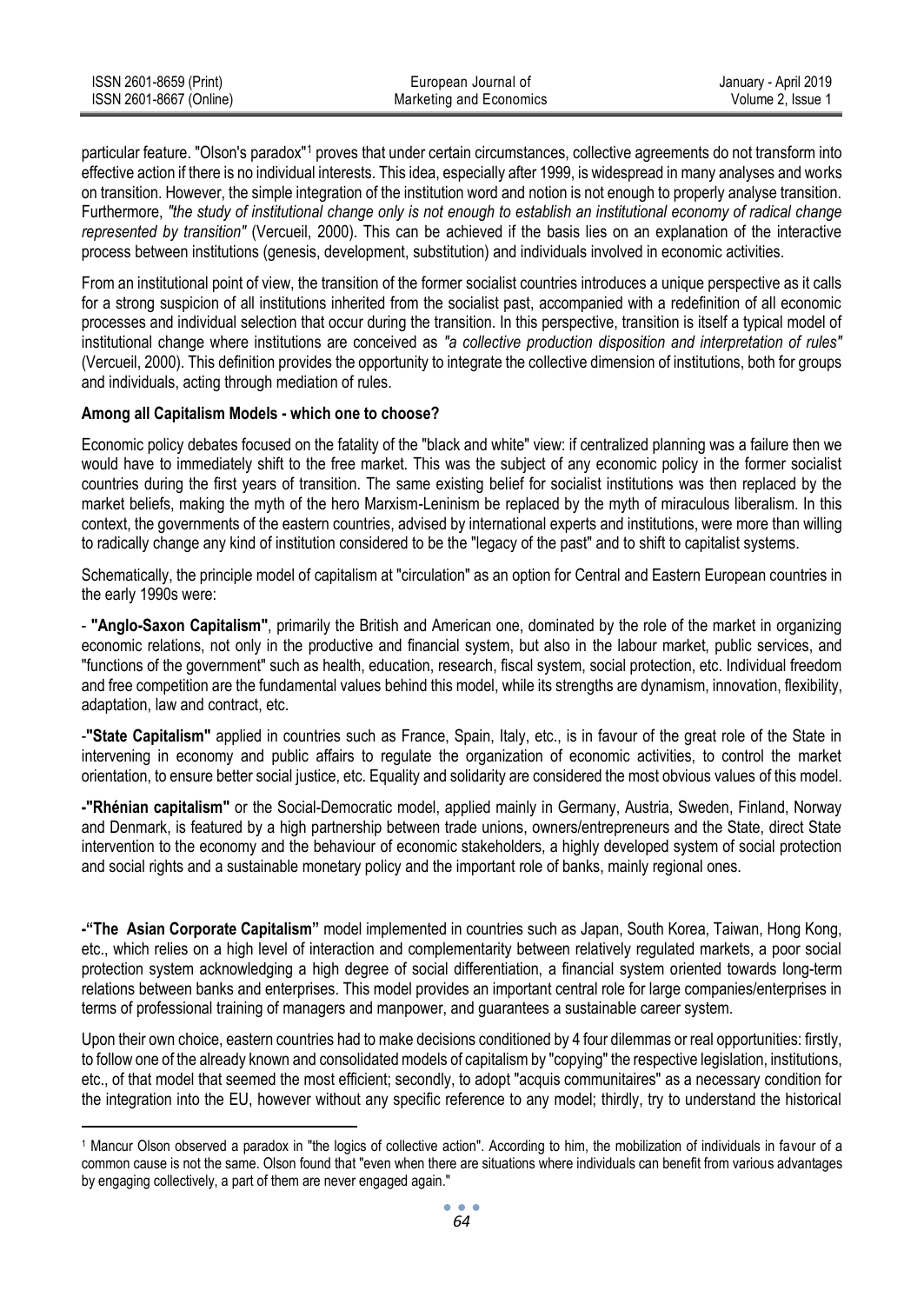particular feature. "Olson's paradox"[1] proves that under certain circumstances, collective agreements do not transform into effective action if there is no individual interests. This idea, especially after 1999, is widespread in many analyses and works on transition. However, the simple integration of the institution word and notion is not enough to properly analyse transition. Furthermore, *"the study of institutional change only is not enough to establish an institutional economy of radical change represented by transition"* (Vercueil, 2000). This can be achieved if the basis lies on an explanation of the interactive process between institutions (genesis, development, substitution) and individuals involved in economic activities.

From an institutional point of view, the transition of the former socialist countries introduces a unique perspective as it calls for a strong suspicion of all institutions inherited from the socialist past, accompanied with a redefinition of all economic processes and individual selection that occur during the transition. In this perspective, transition is itself a typical model of institutional change where institutions are conceived as *"a collective production disposition and interpretation of rules"* (Vercueil, 2000). This definition provides the opportunity to integrate the collective dimension of institutions, both for groups and individuals, acting through mediation of rules.

**Among all Capitalism Models - which one to choose?**

Economic policy debates focused on the fatality of the "black and white" view: if centralized planning was a failure then we would have to immediately shift to the free market. This was the subject of any economic policy in the former socialist countries during the first years of transition. The same existing belief for socialist institutions was then replaced by the market beliefs, making the myth of the hero Marxism-Leninism be replaced by the myth of miraculous liberalism. In this context, the governments of the eastern countries, advised by international experts and institutions, were more than willing to radically change any kind of institution considered to be the "legacy of the past" and to shift to capitalist systems.

Schematically, the principle model of capitalism at "circulation" as an option for Central and Eastern European countries in the early 1990s were:

- **"Anglo-Saxon Capitalism"**, primarily the British and American one, dominated by the role of the market in organizing economic relations, not only in the productive and financial system, but also in the labour market, public services, and "functions of the government" such as health, education, research, fiscal system, social protection, etc. Individual freedom and free competition are the fundamental values behind this model, while its strengths are dynamism, innovation, flexibility, adaptation, law and contract, etc.

-**"State Capitalism"** applied in countries such as France, Spain, Italy, etc., is in favour of the great role of the State in intervening in economy and public affairs to regulate the organization of economic activities, to control the market orientation, to ensure better social justice, etc. Equality and solidarity are considered the most obvious values of this model.

**-"Rhénian capitalism"** or the Social-Democratic model, applied mainly in Germany, Austria, Sweden, Finland, Norway and Denmark, is featured by a high partnership between trade unions, owners/entrepreneurs and the State, direct State intervention to the economy and the behaviour of economic stakeholders, a highly developed system of social protection and social rights and a sustainable monetary policy and the important role of banks, mainly regional ones.

**-"The Asian Corporate Capitalism"** model implemented in countries such as Japan, South Korea, Taiwan, Hong Kong, etc., which relies on a high level of interaction and complementarity between relatively regulated markets, a poor social protection system acknowledging a high degree of social differentiation, a financial system oriented towards long-term relations between banks and enterprises. This model provides an important central role for large companies/enterprises in terms of professional training of managers and manpower, and guarantees a sustainable career system.

Upon their own choice, eastern countries had to make decisions conditioned by 4 four dilemmas or real opportunities: firstly, to follow one of the already known and consolidated models of capitalism by "copying" the respective legislation, institutions, etc., of that model that seemed the most efficient; secondly, to adopt "acquis communitaires" as a necessary condition for the integration into the EU, however without any specific reference to any model; thirdly, try to understand the historical

[1] Mancur Olson observed a paradox in "the logics of collective action". According to him, the mobilization of individuals in favour of a common cause is not the same. Olson found that "even when there are situations where individuals can benefit from various advantages by engaging collectively, a part of them are never engaged again."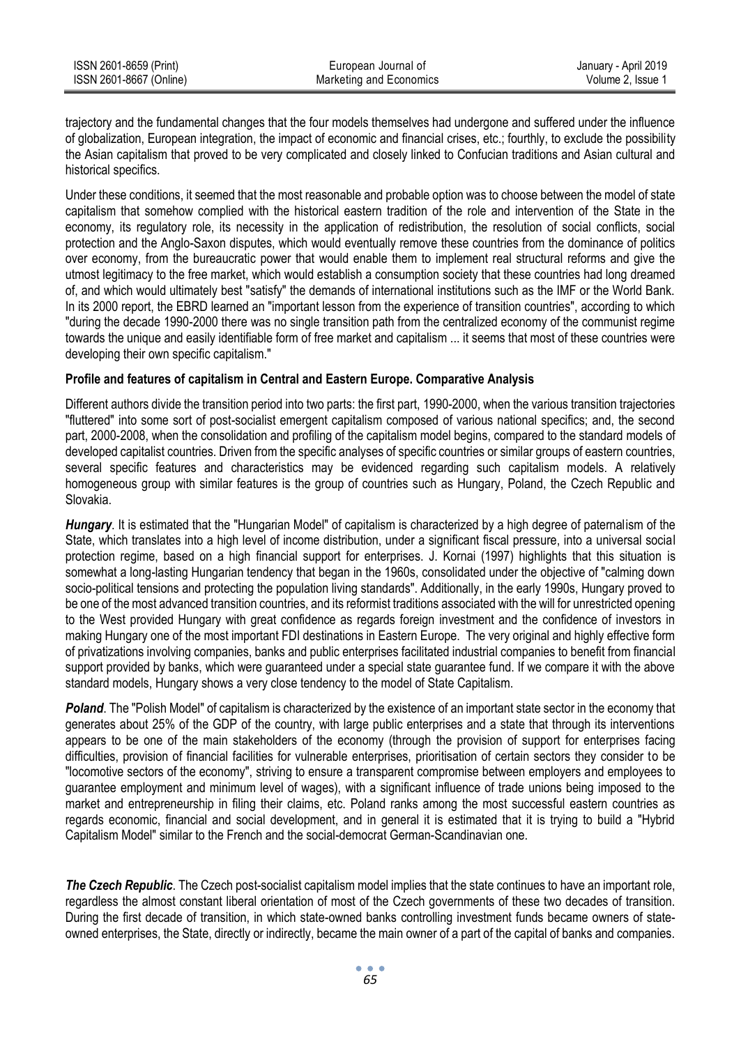trajectory and the fundamental changes that the four models themselves had undergone and suffered under the influence of globalization, European integration, the impact of economic and financial crises, etc.; fourthly, to exclude the possibility the Asian capitalism that proved to be very complicated and closely linked to Confucian traditions and Asian cultural and historical specifics.

Under these conditions, it seemed that the most reasonable and probable option was to choose between the model of state capitalism that somehow complied with the historical eastern tradition of the role and intervention of the State in the economy, its regulatory role, its necessity in the application of redistribution, the resolution of social conflicts, social protection and the Anglo-Saxon disputes, which would eventually remove these countries from the dominance of politics over economy, from the bureaucratic power that would enable them to implement real structural reforms and give the utmost legitimacy to the free market, which would establish a consumption society that these countries had long dreamed of, and which would ultimately best "satisfy" the demands of international institutions such as the IMF or the World Bank. In its 2000 report, the EBRD learned an "important lesson from the experience of transition countries", according to which "during the decade 1990-2000 there was no single transition path from the centralized economy of the communist regime towards the unique and easily identifiable form of free market and capitalism ... it seems that most of these countries were developing their own specific capitalism."

**Profile and features of capitalism in Central and Eastern Europe. Comparative Analysis**

Different authors divide the transition period into two parts: the first part, 1990-2000, when the various transition trajectories "fluttered" into some sort of post-socialist emergent capitalism composed of various national specifics; and, the second part, 2000-2008, when the consolidation and profiling of the capitalism model begins, compared to the standard models of developed capitalist countries. Driven from the specific analyses of specific countries or similar groups of eastern countries, several specific features and characteristics may be evidenced regarding such capitalism models. A relatively homogeneous group with similar features is the group of countries such as Hungary, Poland, the Czech Republic and Slovakia.

***Hungary***. It is estimated that the "Hungarian Model" of capitalism is characterized by a high degree of paternalism of the State, which translates into a high level of income distribution, under a significant fiscal pressure, into a universal social protection regime, based on a high financial support for enterprises. J. Kornai (1997) highlights that this situation is somewhat a long-lasting Hungarian tendency that began in the 1960s, consolidated under the objective of "calming down socio-political tensions and protecting the population living standards". Additionally, in the early 1990s, Hungary proved to be one of the most advanced transition countries, and its reformist traditions associated with the will for unrestricted opening to the West provided Hungary with great confidence as regards foreign investment and the confidence of investors in making Hungary one of the most important FDI destinations in Eastern Europe. The very original and highly effective form of privatizations involving companies, banks and public enterprises facilitated industrial companies to benefit from financial support provided by banks, which were guaranteed under a special state guarantee fund. If we compare it with the above standard models, Hungary shows a very close tendency to the model of State Capitalism.

***Poland***. The "Polish Model" of capitalism is characterized by the existence of an important state sector in the economy that generates about 25% of the GDP of the country, with large public enterprises and a state that through its interventions appears to be one of the main stakeholders of the economy (through the provision of support for enterprises facing difficulties, provision of financial facilities for vulnerable enterprises, prioritisation of certain sectors they consider to be "locomotive sectors of the economy", striving to ensure a transparent compromise between employers and employees to guarantee employment and minimum level of wages), with a significant influence of trade unions being imposed to the market and entrepreneurship in filing their claims, etc. Poland ranks among the most successful eastern countries as regards economic, financial and social development, and in general it is estimated that it is trying to build a "Hybrid Capitalism Model" similar to the French and the social-democrat German-Scandinavian one.

***The Czech Republic***. The Czech post-socialist capitalism model implies that the state continues to have an important role, regardless the almost constant liberal orientation of most of the Czech governments of these two decades of transition. During the first decade of transition, in which state-owned banks controlling investment funds became owners of state-owned enterprises, the State, directly or indirectly, became the main owner of a part of the capital of banks and companies.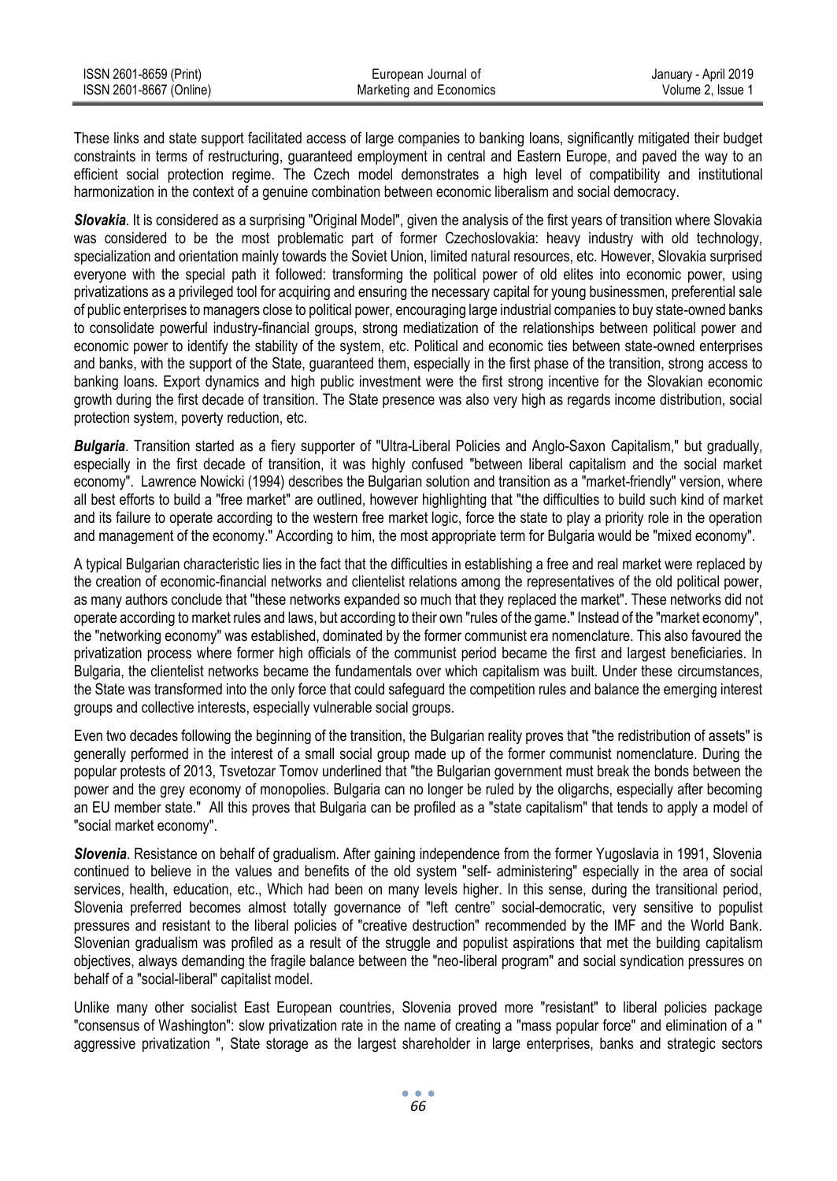These links and state support facilitated access of large companies to banking loans, significantly mitigated their budget constraints in terms of restructuring, guaranteed employment in central and Eastern Europe, and paved the way to an efficient social protection regime. The Czech model demonstrates a high level of compatibility and institutional harmonization in the context of a genuine combination between economic liberalism and social democracy.

***Slovakia***. It is considered as a surprising "Original Model", given the analysis of the first years of transition where Slovakia was considered to be the most problematic part of former Czechoslovakia: heavy industry with old technology, specialization and orientation mainly towards the Soviet Union, limited natural resources, etc. However, Slovakia surprised everyone with the special path it followed: transforming the political power of old elites into economic power, using privatizations as a privileged tool for acquiring and ensuring the necessary capital for young businessmen, preferential sale of public enterprises to managers close to political power, encouraging large industrial companies to buy state-owned banks to consolidate powerful industry-financial groups, strong mediatization of the relationships between political power and economic power to identify the stability of the system, etc. Political and economic ties between state-owned enterprises and banks, with the support of the State, guaranteed them, especially in the first phase of the transition, strong access to banking loans. Export dynamics and high public investment were the first strong incentive for the Slovakian economic growth during the first decade of transition. The State presence was also very high as regards income distribution, social protection system, poverty reduction, etc.

***Bulgaria***. Transition started as a fiery supporter of "Ultra-Liberal Policies and Anglo-Saxon Capitalism," but gradually, especially in the first decade of transition, it was highly confused "between liberal capitalism and the social market economy". Lawrence Nowicki (1994) describes the Bulgarian solution and transition as a "market-friendly" version, where all best efforts to build a "free market" are outlined, however highlighting that "the difficulties to build such kind of market and its failure to operate according to the western free market logic, force the state to play a priority role in the operation and management of the economy." According to him, the most appropriate term for Bulgaria would be "mixed economy".

A typical Bulgarian characteristic lies in the fact that the difficulties in establishing a free and real market were replaced by the creation of economic-financial networks and clientelist relations among the representatives of the old political power, as many authors conclude that "these networks expanded so much that they replaced the market". These networks did not operate according to market rules and laws, but according to their own "rules of the game." Instead of the "market economy", the "networking economy" was established, dominated by the former communist era nomenclature. This also favoured the privatization process where former high officials of the communist period became the first and largest beneficiaries. In Bulgaria, the clientelist networks became the fundamentals over which capitalism was built. Under these circumstances, the State was transformed into the only force that could safeguard the competition rules and balance the emerging interest groups and collective interests, especially vulnerable social groups.

Even two decades following the beginning of the transition, the Bulgarian reality proves that "the redistribution of assets" is generally performed in the interest of a small social group made up of the former communist nomenclature. During the popular protests of 2013, Tsvetozar Tomov underlined that "the Bulgarian government must break the bonds between the power and the grey economy of monopolies. Bulgaria can no longer be ruled by the oligarchs, especially after becoming an EU member state." All this proves that Bulgaria can be profiled as a "state capitalism" that tends to apply a model of "social market economy".

***Slovenia***. Resistance on behalf of gradualism. After gaining independence from the former Yugoslavia in 1991, Slovenia continued to believe in the values and benefits of the old system "self- administering" especially in the area of social services, health, education, etc., Which had been on many levels higher. In this sense, during the transitional period, Slovenia preferred becomes almost totally governance of "left centre" social-democratic, very sensitive to populist pressures and resistant to the liberal policies of "creative destruction" recommended by the IMF and the World Bank. Slovenian gradualism was profiled as a result of the struggle and populist aspirations that met the building capitalism objectives, always demanding the fragile balance between the "neo-liberal program" and social syndication pressures on behalf of a "social-liberal" capitalist model.

Unlike many other socialist East European countries, Slovenia proved more "resistant" to liberal policies package "consensus of Washington": slow privatization rate in the name of creating a "mass popular force" and elimination of a " aggressive privatization ", State storage as the largest shareholder in large enterprises, banks and strategic sectors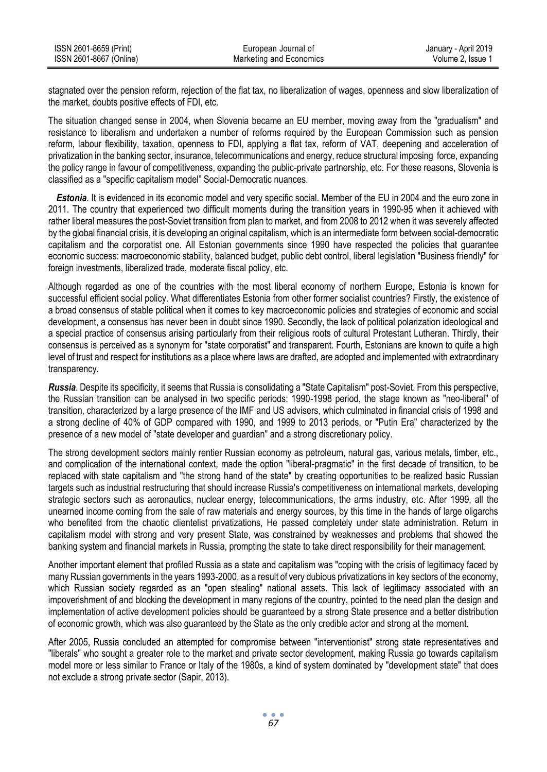stagnated over the pension reform, rejection of the flat tax, no liberalization of wages, openness and slow liberalization of the market, doubts positive effects of FDI, etc.

The situation changed sense in 2004, when Slovenia became an EU member, moving away from the "gradualism" and resistance to liberalism and undertaken a number of reforms required by the European Commission such as pension reform, labour flexibility, taxation, openness to FDI, applying a flat tax, reform of VAT, deepening and acceleration of privatization in the banking sector, insurance, telecommunications and energy, reduce structural imposing force, expanding the policy range in favour of competitiveness, expanding the public-private partnership, etc. For these reasons, Slovenia is classified as a "specific capitalism model" Social-Democratic nuances.

***Estonia***. It is **e**videnced in its economic model and very specific social. Member of the EU in 2004 and the euro zone in 2011. The country that experienced two difficult moments during the transition years in 1990-95 when it achieved with rather liberal measures the post-Soviet transition from plan to market, and from 2008 to 2012 when it was severely affected by the global financial crisis, it is developing an original capitalism, which is an intermediate form between social-democratic capitalism and the corporatist one. All Estonian governments since 1990 have respected the policies that guarantee economic success: macroeconomic stability, balanced budget, public debt control, liberal legislation "Business friendly" for foreign investments, liberalized trade, moderate fiscal policy, etc.

Although regarded as one of the countries with the most liberal economy of northern Europe, Estonia is known for successful efficient social policy. What differentiates Estonia from other former socialist countries? Firstly, the existence of a broad consensus of stable political when it comes to key macroeconomic policies and strategies of economic and social development, a consensus has never been in doubt since 1990. Secondly, the lack of political polarization ideological and a special practice of consensus arising particularly from their religious roots of cultural Protestant Lutheran. Thirdly, their consensus is perceived as a synonym for "state corporatist" and transparent. Fourth, Estonians are known to quite a high level of trust and respect for institutions as a place where laws are drafted, are adopted and implemented with extraordinary transparency.

***Russia***. Despite its specificity, it seems that Russia is consolidating a "State Capitalism" post-Soviet. From this perspective, the Russian transition can be analysed in two specific periods: 1990-1998 period, the stage known as "neo-liberal" of transition, characterized by a large presence of the IMF and US advisers, which culminated in financial crisis of 1998 and a strong decline of 40% of GDP compared with 1990, and 1999 to 2013 periods, or "Putin Era" characterized by the presence of a new model of "state developer and guardian" and a strong discretionary policy.

The strong development sectors mainly rentier Russian economy as petroleum, natural gas, various metals, timber, etc., and complication of the international context, made the option "liberal-pragmatic" in the first decade of transition, to be replaced with state capitalism and "the strong hand of the state" by creating opportunities to be realized basic Russian targets such as industrial restructuring that should increase Russia's competitiveness on international markets, developing strategic sectors such as aeronautics, nuclear energy, telecommunications, the arms industry, etc. After 1999, all the unearned income coming from the sale of raw materials and energy sources, by this time in the hands of large oligarchs who benefited from the chaotic clientelist privatizations, He passed completely under state administration. Return in capitalism model with strong and very present State, was constrained by weaknesses and problems that showed the banking system and financial markets in Russia, prompting the state to take direct responsibility for their management.

Another important element that profiled Russia as a state and capitalism was "coping with the crisis of legitimacy faced by many Russian governments in the years 1993-2000, as a result of very dubious privatizations in key sectors of the economy, which Russian society regarded as an "open stealing" national assets. This lack of legitimacy associated with an impoverishment of and blocking the development in many regions of the country, pointed to the need plan the design and implementation of active development policies should be guaranteed by a strong State presence and a better distribution of economic growth, which was also guaranteed by the State as the only credible actor and strong at the moment.

After 2005, Russia concluded an attempted for compromise between "interventionist" strong state representatives and "liberals" who sought a greater role to the market and private sector development, making Russia go towards capitalism model more or less similar to France or Italy of the 1980s, a kind of system dominated by "development state" that does not exclude a strong private sector (Sapir, 2013).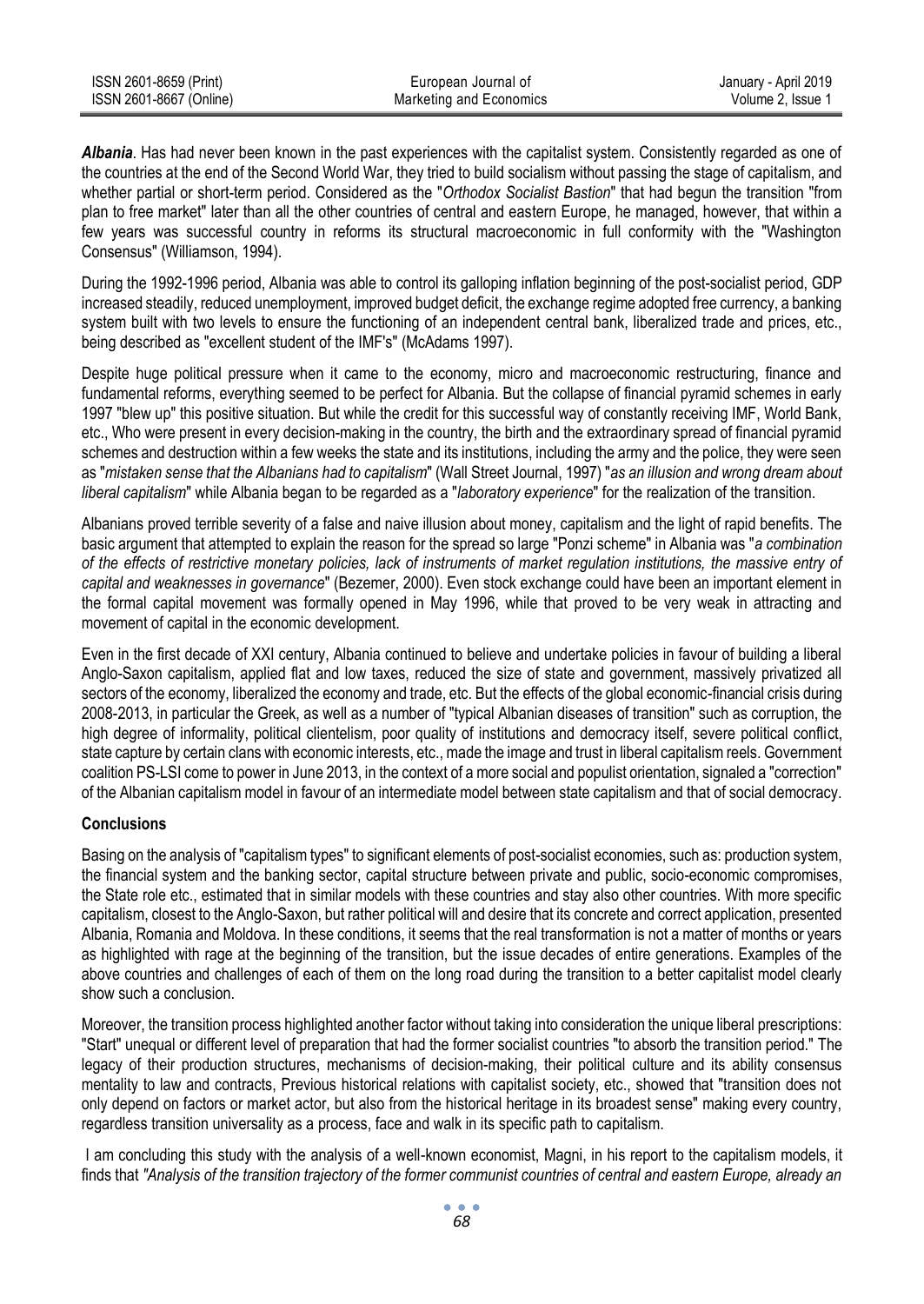*Albania*. Has had never been known in the past experiences with the capitalist system. Consistently regarded as one of the countries at the end of the Second World War, they tried to build socialism without passing the stage of capitalism, and whether partial or short-term period. Considered as the "*Orthodox Socialist Bastion*" that had begun the transition "from plan to free market" later than all the other countries of central and eastern Europe, he managed, however, that within a few years was successful country in reforms its structural macroeconomic in full conformity with the "Washington Consensus" (Williamson, 1994).

During the 1992-1996 period, Albania was able to control its galloping inflation beginning of the post-socialist period, GDP increased steadily, reduced unemployment, improved budget deficit, the exchange regime adopted free currency, a banking system built with two levels to ensure the functioning of an independent central bank, liberalized trade and prices, etc., being described as "excellent student of the IMF's" (McAdams 1997).

Despite huge political pressure when it came to the economy, micro and macroeconomic restructuring, finance and fundamental reforms, everything seemed to be perfect for Albania. But the collapse of financial pyramid schemes in early 1997 "blew up" this positive situation. But while the credit for this successful way of constantly receiving IMF, World Bank, etc., Who were present in every decision-making in the country, the birth and the extraordinary spread of financial pyramid schemes and destruction within a few weeks the state and its institutions, including the army and the police, they were seen as "*mistaken sense that the Albanians had to capitalism*" (Wall Street Journal, 1997) "*as an illusion and wrong dream about liberal capitalism*" while Albania began to be regarded as a "*laboratory experience*" for the realization of the transition.

Albanians proved terrible severity of a false and naive illusion about money, capitalism and the light of rapid benefits. The basic argument that attempted to explain the reason for the spread so large "Ponzi scheme" in Albania was "*a combination of the effects of restrictive monetary policies, lack of instruments of market regulation institutions, the massive entry of capital and weaknesses in governance*" (Bezemer, 2000). Even stock exchange could have been an important element in the formal capital movement was formally opened in May 1996, while that proved to be very weak in attracting and movement of capital in the economic development.

Even in the first decade of XXI century, Albania continued to believe and undertake policies in favour of building a liberal Anglo-Saxon capitalism, applied flat and low taxes, reduced the size of state and government, massively privatized all sectors of the economy, liberalized the economy and trade, etc. But the effects of the global economic-financial crisis during 2008-2013, in particular the Greek, as well as a number of "typical Albanian diseases of transition" such as corruption, the high degree of informality, political clientelism, poor quality of institutions and democracy itself, severe political conflict, state capture by certain clans with economic interests, etc., made the image and trust in liberal capitalism reels. Government coalition PS-LSI come to power in June 2013, in the context of a more social and populist orientation, signaled a "correction" of the Albanian capitalism model in favour of an intermediate model between state capitalism and that of social democracy.

## Conclusions

Basing on the analysis of "capitalism types" to significant elements of post-socialist economies, such as: production system, the financial system and the banking sector, capital structure between private and public, socio-economic compromises, the State role etc., estimated that in similar models with these countries and stay also other countries. With more specific capitalism, closest to the Anglo-Saxon, but rather political will and desire that its concrete and correct application, presented Albania, Romania and Moldova. In these conditions, it seems that the real transformation is not a matter of months or years as highlighted with rage at the beginning of the transition, but the issue decades of entire generations. Examples of the above countries and challenges of each of them on the long road during the transition to a better capitalist model clearly show such a conclusion.

Moreover, the transition process highlighted another factor without taking into consideration the unique liberal prescriptions: "Start" unequal or different level of preparation that had the former socialist countries "to absorb the transition period." The legacy of their production structures, mechanisms of decision-making, their political culture and its ability consensus mentality to law and contracts, Previous historical relations with capitalist society, etc., showed that "transition does not only depend on factors or market actor, but also from the historical heritage in its broadest sense" making every country, regardless transition universality as a process, face and walk in its specific path to capitalism.

I am concluding this study with the analysis of a well-known economist, Magni, in his report to the capitalism models, it finds that *"Analysis of the transition trajectory of the former communist countries of central and eastern Europe, already an*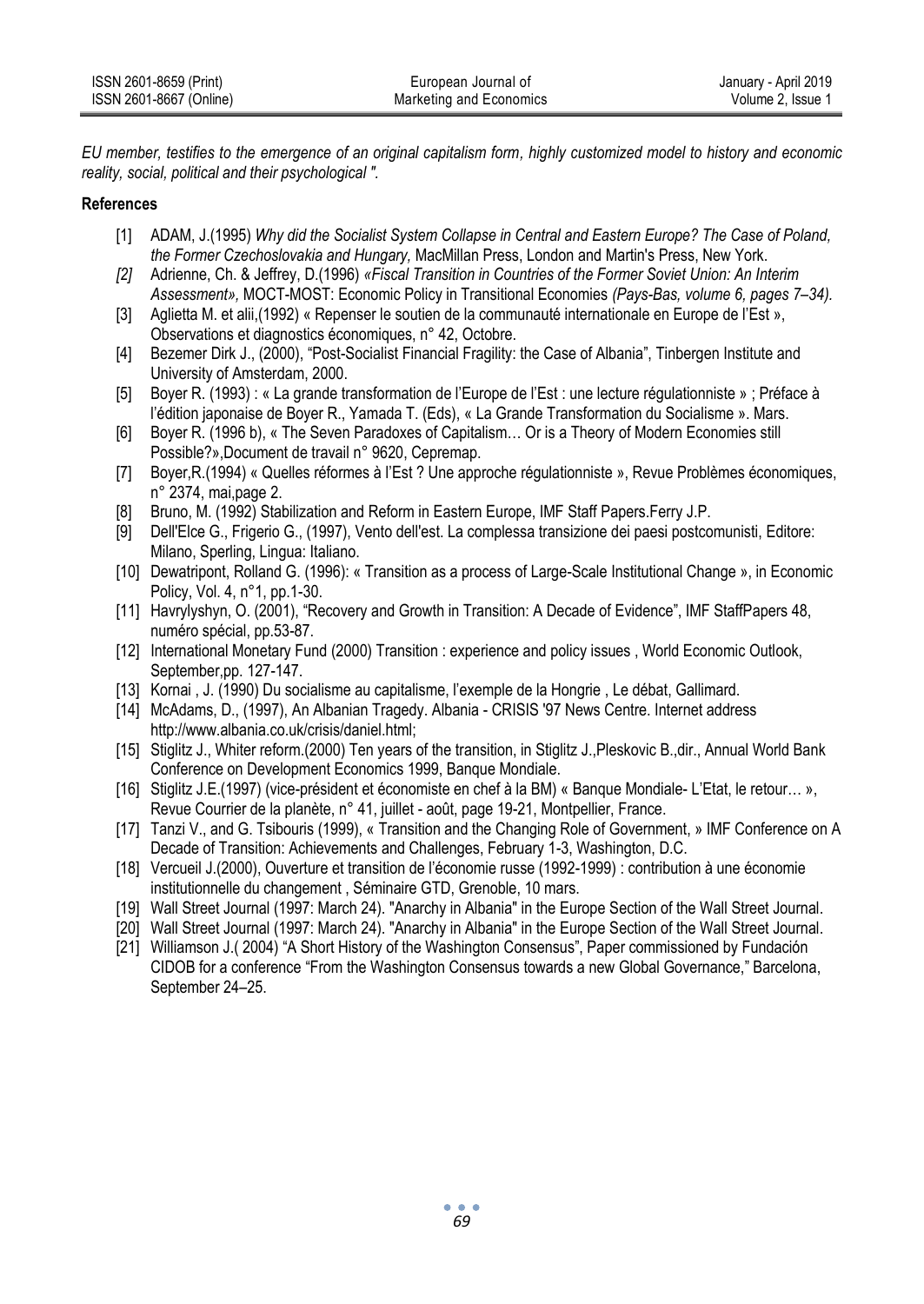*EU member, testifies to the emergence of an original capitalism form, highly customized model to history and economic reality, social, political and their psychological ".*

**References**

[1] ADAM, J.(1995) *Why did the Socialist System Collapse in Central and Eastern Europe? The Case of Poland, the Former Czechoslovakia and Hungary,* MacMillan Press, London and Martin's Press, New York.

*[2]* Adrienne, Ch. & Jeffrey, D.(1996) *«Fiscal Transition in Countries of the Former Soviet Union: An Interim Assessment»,* MOCT-MOST: Economic Policy in Transitional Economies *(Pays-Bas, volume 6, pages 7–34).*

[3] Aglietta M. et alii,(1992) « Repenser le soutien de la communauté internationale en Europe de l'Est », Observations et diagnostics économiques, n° 42, Octobre.

[4] Bezemer Dirk J., (2000), "Post-Socialist Financial Fragility: the Case of Albania", Tinbergen Institute and University of Amsterdam, 2000.

[5] Boyer R. (1993) : « La grande transformation de l'Europe de l'Est : une lecture régulationniste » ; Préface à l'édition japonaise de Boyer R., Yamada T. (Eds), « La Grande Transformation du Socialisme ». Mars.

[6] Boyer R. (1996 b), « The Seven Paradoxes of Capitalism… Or is a Theory of Modern Economies still Possible?»,Document de travail n° 9620, Cepremap.

[7] Boyer,R.(1994) « Quelles réformes à l'Est ? Une approche régulationniste », Revue Problèmes économiques, n° 2374, mai,page 2.

[8] Bruno, M. (1992) Stabilization and Reform in Eastern Europe, IMF Staff Papers.Ferry J.P.

[9] Dell'Elce G., Frigerio G., (1997), Vento dell'est. La complessa transizione dei paesi postcomunisti, Editore: Milano, Sperling, Lingua: Italiano.

[10] Dewatripont, Rolland G. (1996): « Transition as a process of Large-Scale Institutional Change », in Economic Policy, Vol. 4, n°1, pp.1-30.

[11] Havrylyshyn, O. (2001), "Recovery and Growth in Transition: A Decade of Evidence", IMF StaffPapers 48, numéro spécial, pp.53-87.

[12] International Monetary Fund (2000) Transition : experience and policy issues , World Economic Outlook, September,pp. 127-147.

[13] Kornai , J. (1990) Du socialisme au capitalisme, l'exemple de la Hongrie , Le débat, Gallimard.

[14] McAdams, D., (1997), An Albanian Tragedy. Albania - CRISIS '97 News Centre. Internet address http://www.albania.co.uk/crisis/daniel.html;

[15] Stiglitz J., Whiter reform.(2000) Ten years of the transition, in Stiglitz J.,Pleskovic B.,dir., Annual World Bank Conference on Development Economics 1999, Banque Mondiale.

[16] Stiglitz J.E.(1997) (vice-président et économiste en chef à la BM) « Banque Mondiale- L'Etat, le retour… », Revue Courrier de la planète, n° 41, juillet - août, page 19-21, Montpellier, France.

[17] Tanzi V., and G. Tsibouris (1999), « Transition and the Changing Role of Government, » IMF Conference on A Decade of Transition: Achievements and Challenges, February 1-3, Washington, D.C.

[18] Vercueil J.(2000), Ouverture et transition de l'économie russe (1992-1999) : contribution à une économie institutionnelle du changement , Séminaire GTD, Grenoble, 10 mars.

[19] Wall Street Journal (1997: March 24). "Anarchy in Albania" in the Europe Section of the Wall Street Journal.

[20] Wall Street Journal (1997: March 24). "Anarchy in Albania" in the Europe Section of the Wall Street Journal.

[21] Williamson J.( 2004) "A Short History of the Washington Consensus", Paper commissioned by Fundación CIDOB for a conference "From the Washington Consensus towards a new Global Governance," Barcelona, September 24–25.